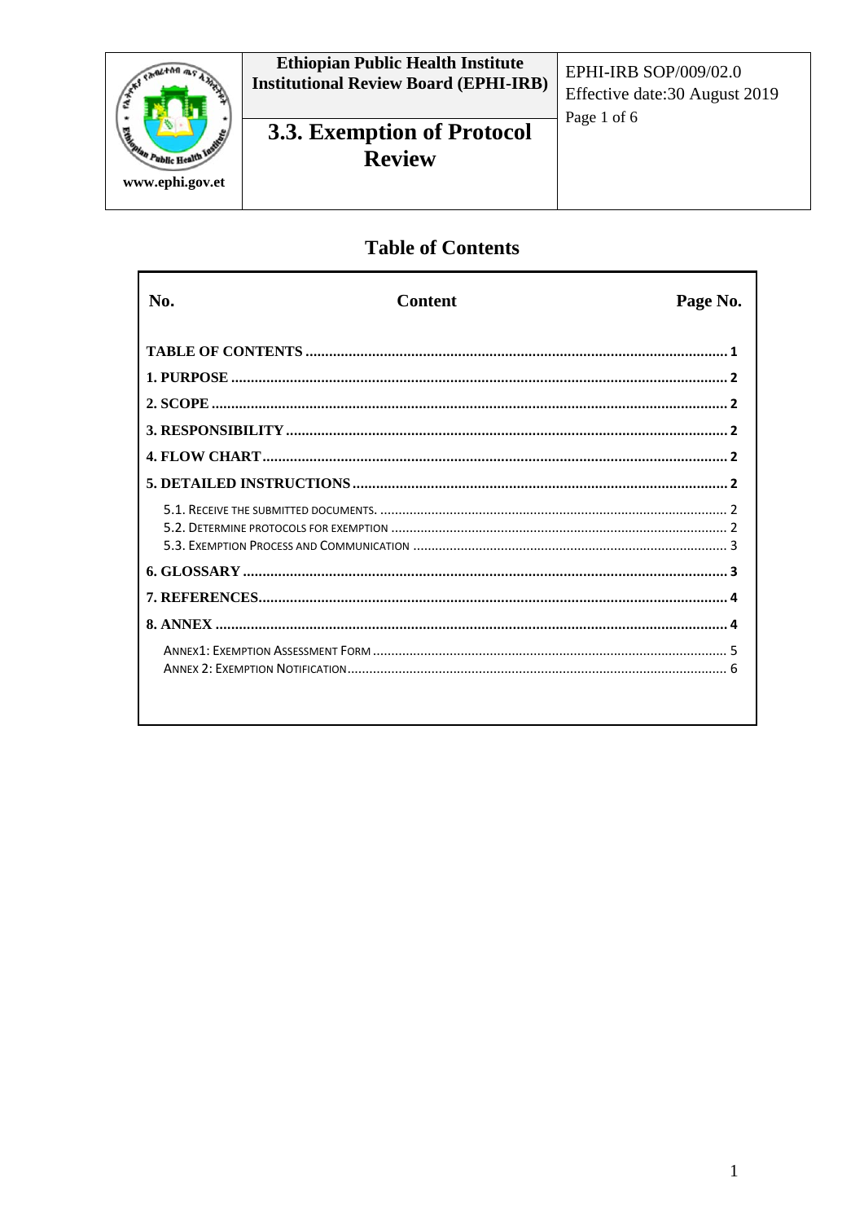| | Ethiopian Public Health Institute Institutional Review Board (EPHI-IRB) | EPHI-IRB SOP/009/02.0 Effective date:30 August 2019 |
|---|---|---|
| www.ephi.gov.et | **3.3. Exemption of Protocol Review** | |

# Table of Contents

| No. | Content | Page No. |
|---|---|---|
| | **TABLE OF CONTENTS** | **1** |
| | **1. PURPOSE** | **2** |
| | **2. SCOPE** | **2** |
| | **3. RESPONSIBILITY** | **2** |
| | **4. FLOW CHART** | **2** |
| | **5. DETAILED INSTRUCTIONS** | **2** |
| | 5.1. Receive the submitted documents. | 2 |
| | 5.2. Determine protocols for exemption | 2 |
| | 5.3. Exemption Process and Communication | 3 |
| | **6. GLOSSARY** | **3** |
| | **7. REFERENCES** | **4** |
| | **8. ANNEX** | **4** |
| | Annex1: Exemption Assessment Form | 5 |
| | Annex 2: Exemption Notification | 6 |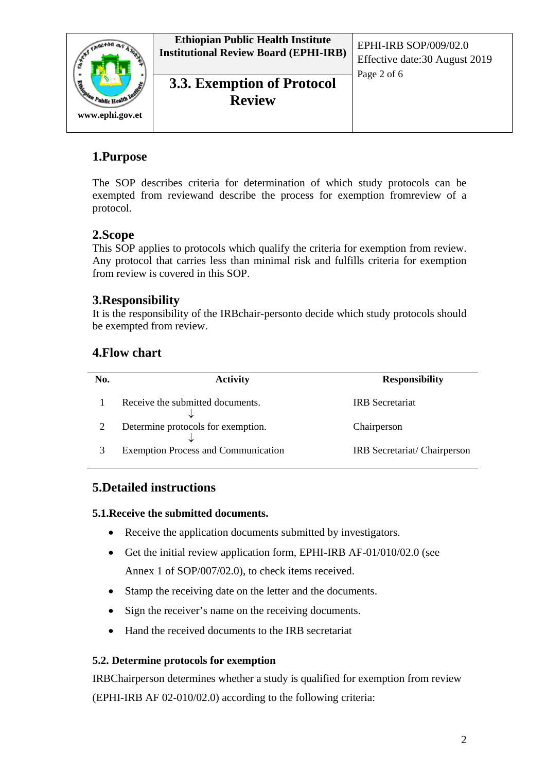## 1.Purpose

The SOP describes criteria for determination of which study protocols can be exempted from reviewand describe the process for exemption fromreview of a protocol.

## 2.Scope

This SOP applies to protocols which qualify the criteria for exemption from review. Any protocol that carries less than minimal risk and fulfills criteria for exemption from review is covered in this SOP.

## 3.Responsibility

It is the responsibility of the IRBchair-personto decide which study protocols should be exempted from review.

## 4.Flow chart

| No. | Activity | Responsibility |
|---|---|---|
| 1 | Receive the submitted documents. ↓ | IRB Secretariat |
| 2 | Determine protocols for exemption. ↓ | Chairperson |
| 3 | Exemption Process and Communication | IRB Secretariat/ Chairperson |

## 5.Detailed instructions

### 5.1.Receive the submitted documents.

- Receive the application documents submitted by investigators.
- Get the initial review application form, EPHI-IRB AF-01/010/02.0 (see Annex 1 of SOP/007/02.0), to check items received.
- Stamp the receiving date on the letter and the documents.
- Sign the receiver's name on the receiving documents.
- Hand the received documents to the IRB secretariat

### 5.2. Determine protocols for exemption

IRBChairperson determines whether a study is qualified for exemption from review (EPHI-IRB AF 02-010/02.0) according to the following criteria: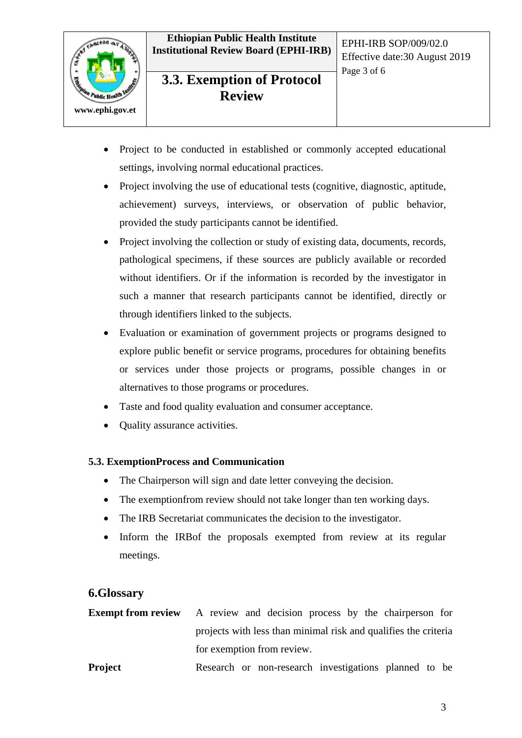- Project to be conducted in established or commonly accepted educational settings, involving normal educational practices.
- Project involving the use of educational tests (cognitive, diagnostic, aptitude, achievement) surveys, interviews, or observation of public behavior, provided the study participants cannot be identified.
- Project involving the collection or study of existing data, documents, records, pathological specimens, if these sources are publicly available or recorded without identifiers. Or if the information is recorded by the investigator in such a manner that research participants cannot be identified, directly or through identifiers linked to the subjects.
- Evaluation or examination of government projects or programs designed to explore public benefit or service programs, procedures for obtaining benefits or services under those projects or programs, possible changes in or alternatives to those programs or procedures.
- Taste and food quality evaluation and consumer acceptance.
- Quality assurance activities.

### 5.3. ExemptionProcess and Communication

- The Chairperson will sign and date letter conveying the decision.
- The exemptionfrom review should not take longer than ten working days.
- The IRB Secretariat communicates the decision to the investigator.
- Inform the IRBof the proposals exempted from review at its regular meetings.

## 6.Glossary

**Exempt from review** A review and decision process by the chairperson for projects with less than minimal risk and qualifies the criteria for exemption from review.

**Project** Research or non-research investigations planned to be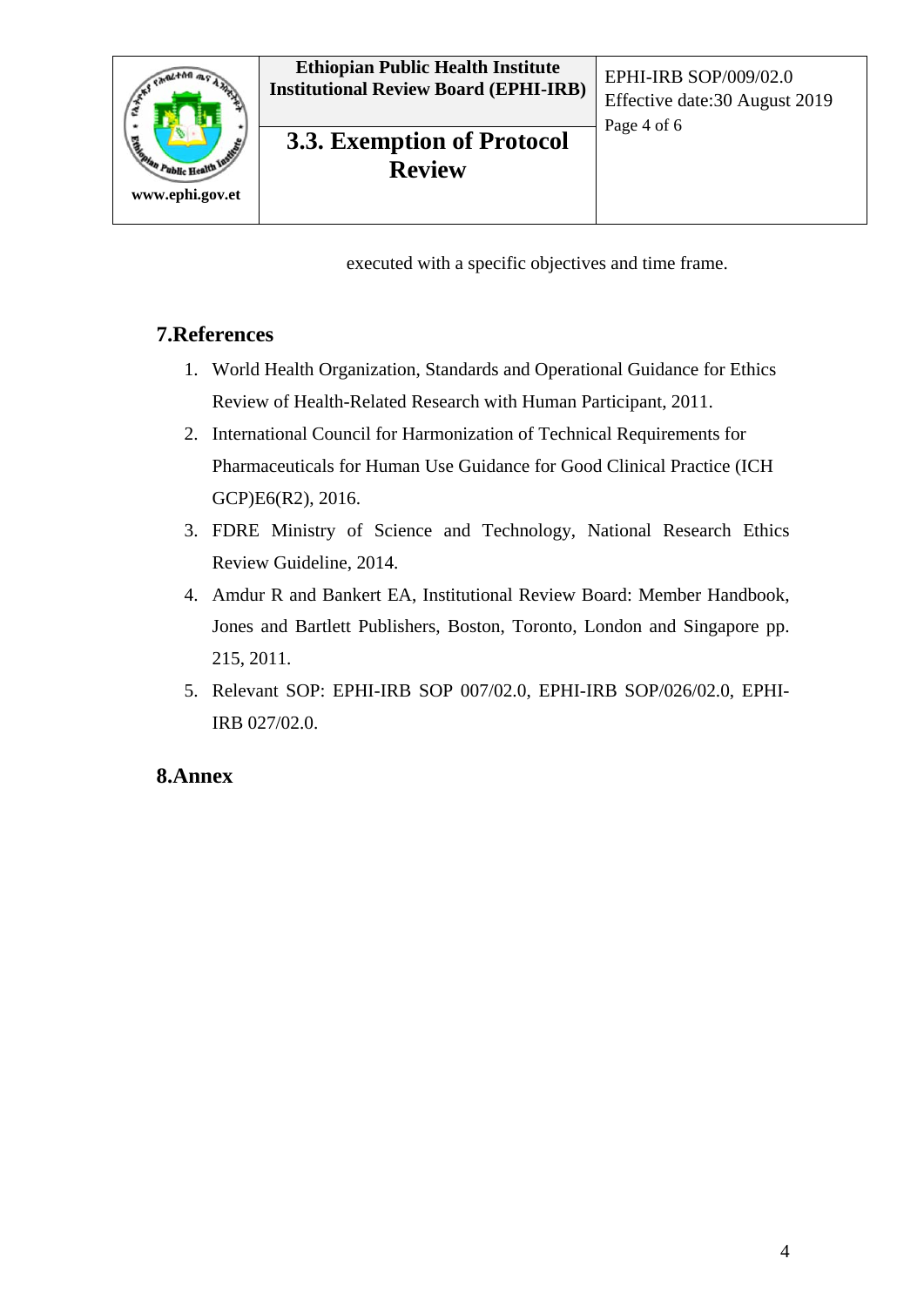executed with a specific objectives and time frame.

## 7.References

1. World Health Organization, Standards and Operational Guidance for Ethics Review of Health-Related Research with Human Participant, 2011.
2. International Council for Harmonization of Technical Requirements for Pharmaceuticals for Human Use Guidance for Good Clinical Practice (ICH GCP)E6(R2), 2016.
3. FDRE Ministry of Science and Technology, National Research Ethics Review Guideline, 2014.
4. Amdur R and Bankert EA, Institutional Review Board: Member Handbook, Jones and Bartlett Publishers, Boston, Toronto, London and Singapore pp. 215, 2011.
5. Relevant SOP: EPHI-IRB SOP 007/02.0, EPHI-IRB SOP/026/02.0, EPHI-IRB 027/02.0.

## 8.Annex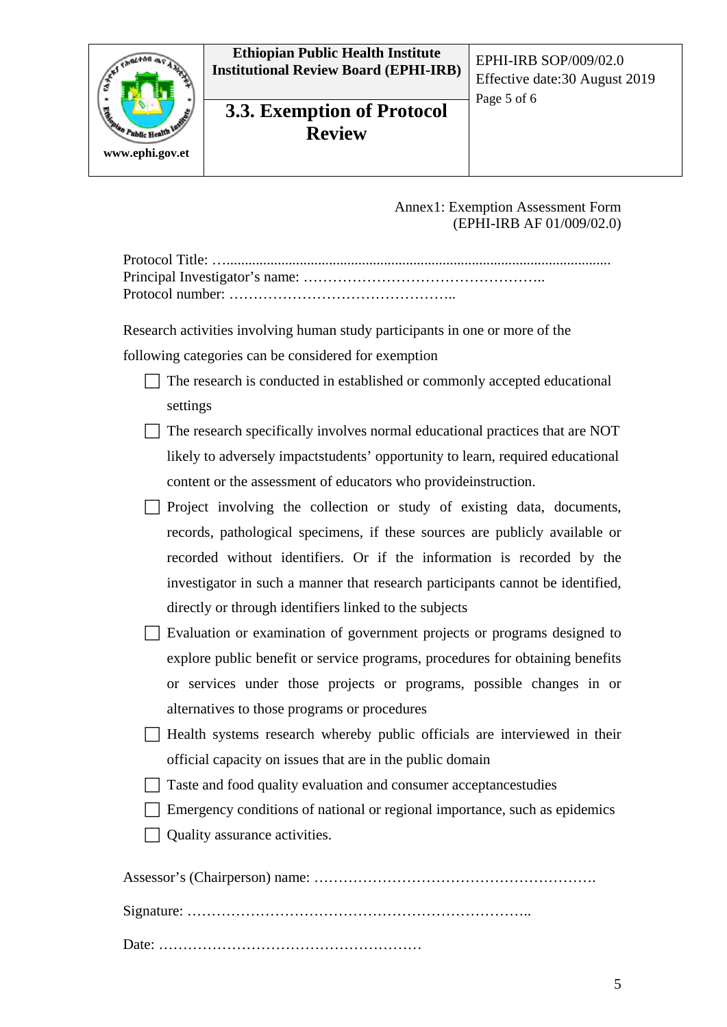Annex1: Exemption Assessment Form
(EPHI-IRB AF 01/009/02.0)

Protocol Title: …........................................................................................................

Principal Investigator's name: …………………………………………..

Protocol number: ………………………………………..

Research activities involving human study participants in one or more of the following categories can be considered for exemption

- [ ] The research is conducted in established or commonly accepted educational settings
- [ ] The research specifically involves normal educational practices that are NOT likely to adversely impactstudents' opportunity to learn, required educational content or the assessment of educators who provideinstruction.
- [ ] Project involving the collection or study of existing data, documents, records, pathological specimens, if these sources are publicly available or recorded without identifiers. Or if the information is recorded by the investigator in such a manner that research participants cannot be identified, directly or through identifiers linked to the subjects
- [ ] Evaluation or examination of government projects or programs designed to explore public benefit or service programs, procedures for obtaining benefits or services under those projects or programs, possible changes in or alternatives to those programs or procedures
- [ ] Health systems research whereby public officials are interviewed in their official capacity on issues that are in the public domain
- [ ] Taste and food quality evaluation and consumer acceptancestudies
- [ ] Emergency conditions of national or regional importance, such as epidemics
- [ ] Quality assurance activities.

Assessor's (Chairperson) name: ………………………………………………….

Signature: ……………………………………………………………..

Date: ………………………………………………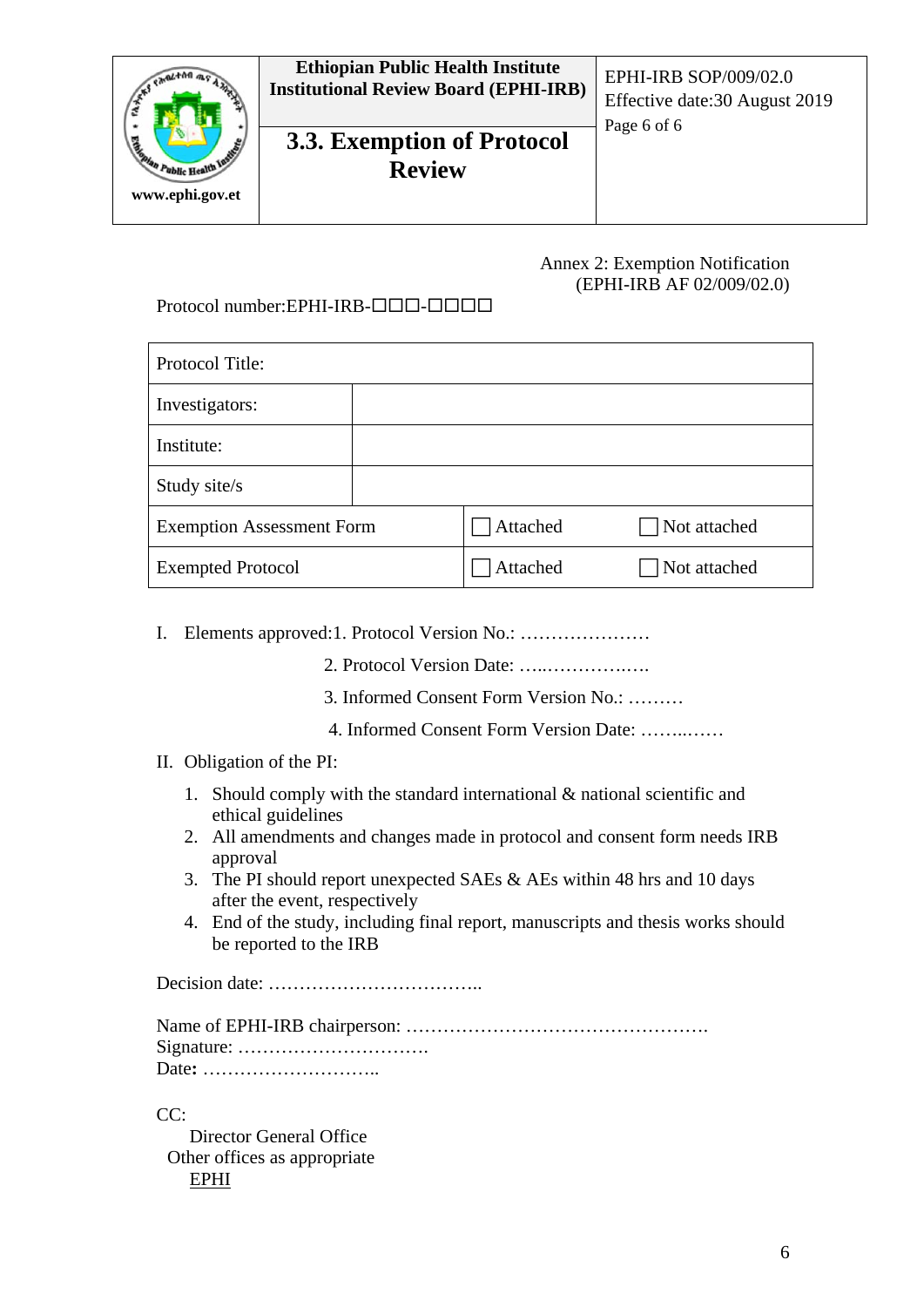Annex 2: Exemption Notification
(EPHI-IRB AF 02/009/02.0)

Protocol number:EPHI-IRB-☐☐☐-☐☐☐☐

| | | | |
|---|---|---|---|
| Protocol Title: | | | |
| Investigators: | | | |
| Institute: | | | |
| Study site/s | | | |
| Exemption Assessment Form | | ☐ Attached | ☐ Not attached |
| Exempted Protocol | | ☐ Attached | ☐ Not attached |

I. Elements approved:1. Protocol Version No.: …………………

2. Protocol Version Date: …..…………..….

3. Informed Consent Form Version No.: ………

4. Informed Consent Form Version Date: ……..……

II. Obligation of the PI:

1. Should comply with the standard international & national scientific and ethical guidelines
2. All amendments and changes made in protocol and consent form needs IRB approval
3. The PI should report unexpected SAEs & AEs within 48 hrs and 10 days after the event, respectively
4. End of the study, including final report, manuscripts and thesis works should be reported to the IRB

Decision date: ……………………………..

Name of EPHI-IRB chairperson: ………………………………………….
Signature: ………………………….
Date**:** ………………………..

CC:
Director General Office
Other offices as appropriate
EPHI